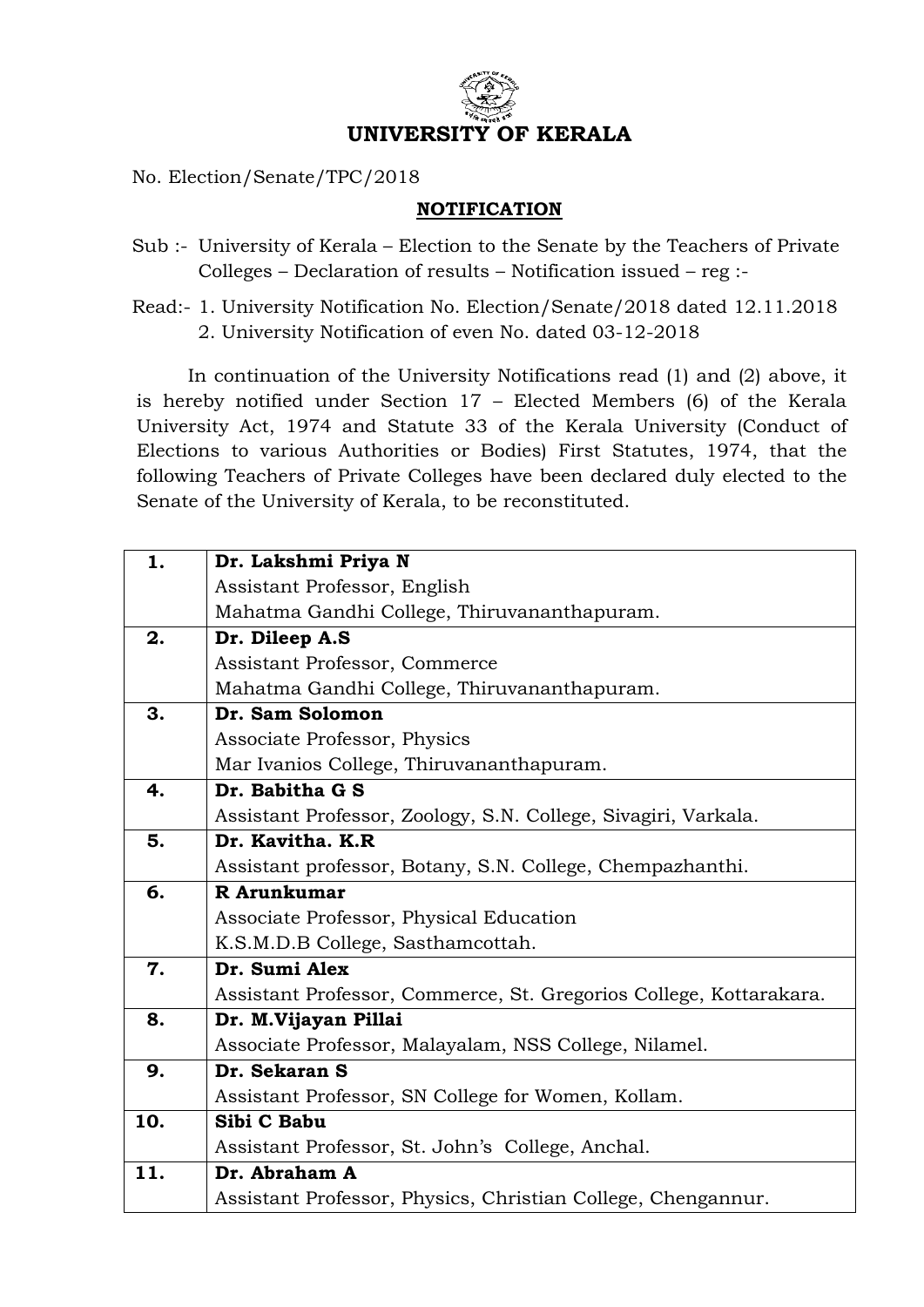# UNIVERSITY OF KERALA

No. Election/Senate/TPC/2018

## NOTIFICATION

Sub :- University of Kerala – Election to the Senate by the Teachers of Private Colleges – Declaration of results – Notification issued – reg :-

Read:- 1. University Notification No. Election/Senate/2018 dated 12.11.2018
2. University Notification of even No. dated 03-12-2018

In continuation of the University Notifications read (1) and (2) above, it is hereby notified under Section 17 – Elected Members (6) of the Kerala University Act, 1974 and Statute 33 of the Kerala University (Conduct of Elections to various Authorities or Bodies) First Statutes, 1974, that the following Teachers of Private Colleges have been declared duly elected to the Senate of the University of Kerala, to be reconstituted.

| | |
|---|---|
| **1.** | **Dr. Lakshmi Priya N**<br>Assistant Professor, English<br>Mahatma Gandhi College, Thiruvananthapuram. |
| **2.** | **Dr. Dileep A.S**<br>Assistant Professor, Commerce<br>Mahatma Gandhi College, Thiruvananthapuram. |
| **3.** | **Dr. Sam Solomon**<br>Associate Professor, Physics<br>Mar Ivanios College, Thiruvananthapuram. |
| **4.** | **Dr. Babitha G S**<br>Assistant Professor, Zoology, S.N. College, Sivagiri, Varkala. |
| **5.** | **Dr. Kavitha. K.R**<br>Assistant professor, Botany, S.N. College, Chempazhanthi. |
| **6.** | **R Arunkumar**<br>Associate Professor, Physical Education<br>K.S.M.D.B College, Sasthamcottah. |
| **7.** | **Dr. Sumi Alex**<br>Assistant Professor, Commerce, St. Gregorios College, Kottarakara. |
| **8.** | **Dr. M.Vijayan Pillai**<br>Associate Professor, Malayalam, NSS College, Nilamel. |
| **9.** | **Dr. Sekaran S**<br>Assistant Professor, SN College for Women, Kollam. |
| **10.** | **Sibi C Babu**<br>Assistant Professor, St. John's College, Anchal. |
| **11.** | **Dr. Abraham A**<br>Assistant Professor, Physics, Christian College, Chengannur. |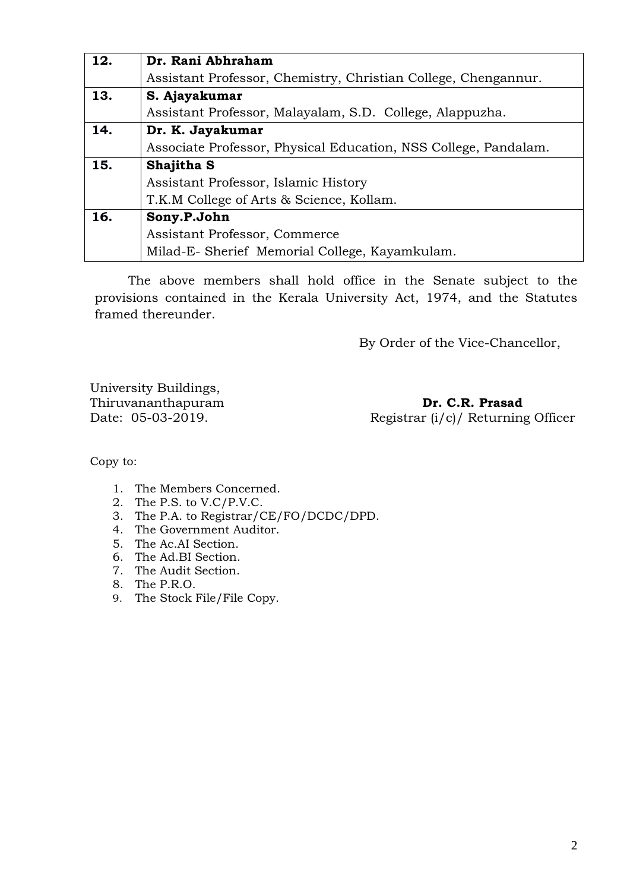| | |
|---|---|
| **12.** | **Dr. Rani Abhraham**<br>Assistant Professor, Chemistry, Christian College, Chengannur. |
| **13.** | **S. Ajayakumar**<br>Assistant Professor, Malayalam, S.D. College, Alappuzha. |
| **14.** | **Dr. K. Jayakumar**<br>Associate Professor, Physical Education, NSS College, Pandalam. |
| **15.** | **Shajitha S**<br>Assistant Professor, Islamic History<br>T.K.M College of Arts & Science, Kollam. |
| **16.** | **Sony.P.John**<br>Assistant Professor, Commerce<br>Milad-E- Sherief Memorial College, Kayamkulam. |

The above members shall hold office in the Senate subject to the provisions contained in the Kerala University Act, 1974, and the Statutes framed thereunder.

By Order of the Vice-Chancellor,

University Buildings,
Thiruvananthapuram
Date: 05-03-2019.

**Dr. C.R. Prasad**
Registrar (i/c)/ Returning Officer

Copy to:

1. The Members Concerned.
2. The P.S. to V.C/P.V.C.
3. The P.A. to Registrar/CE/FO/DCDC/DPD.
4. The Government Auditor.
5. The Ac.AI Section.
6. The Ad.BI Section.
7. The Audit Section.
8. The P.R.O.
9. The Stock File/File Copy.